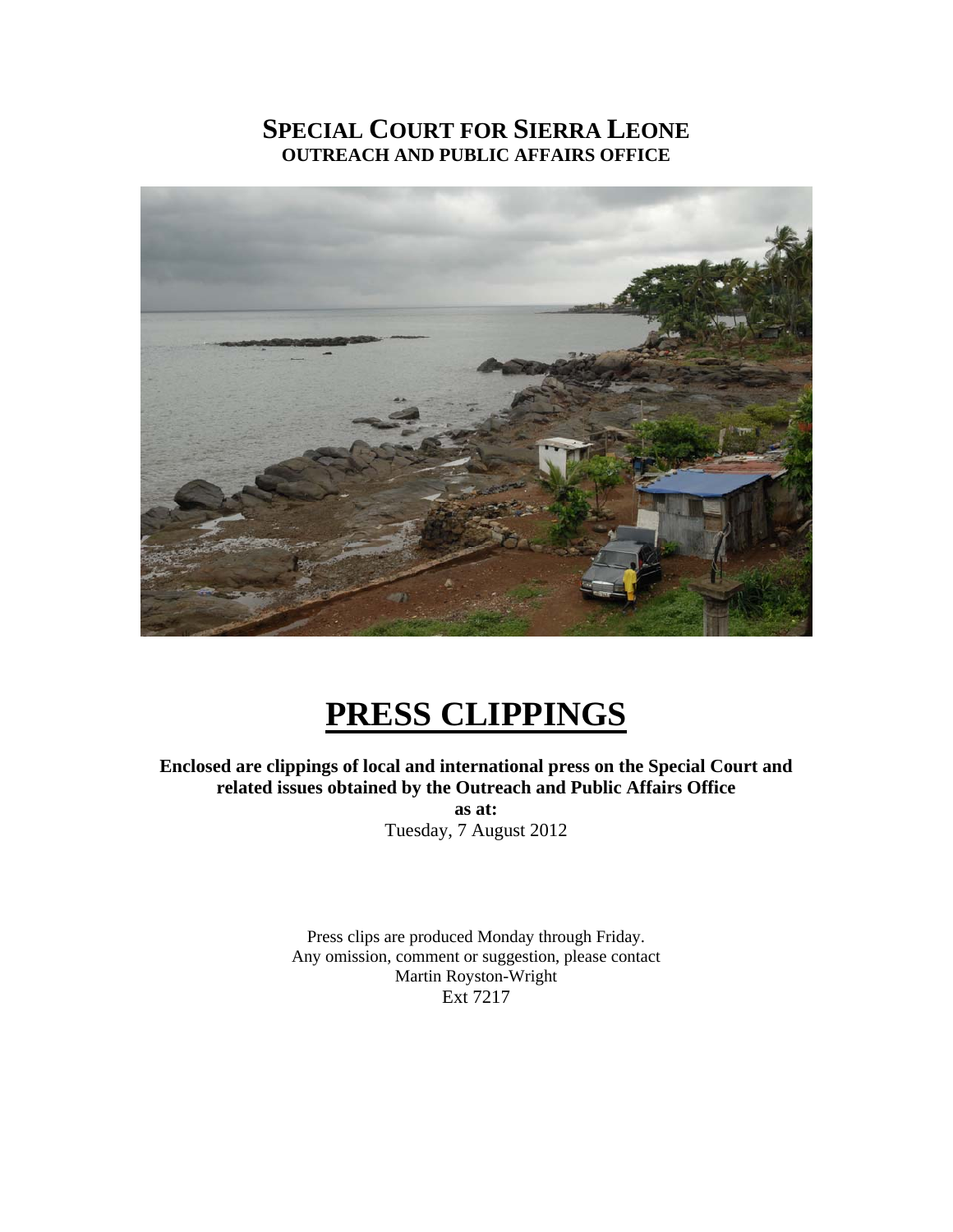# SPECIAL COURT FOR SIERRA LEONE
## OUTREACH AND PUBLIC AFFAIRS OFFICE

# PRESS CLIPPINGS

**Enclosed are clippings of local and international press on the Special Court and related issues obtained by the Outreach and Public Affairs Office**

**as at:**

Tuesday, 7 August 2012

Press clips are produced Monday through Friday.
Any omission, comment or suggestion, please contact
Martin Royston-Wright
Ext 7217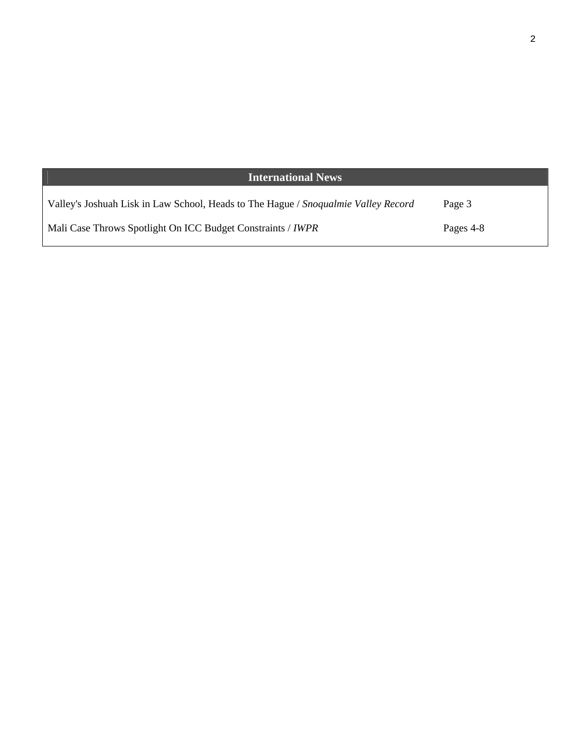| International News | |
| --- | --- |
| Valley's Joshuah Lisk in Law School, Heads to The Hague / *Snoqualmie Valley Record* | Page 3 |
| Mali Case Throws Spotlight On ICC Budget Constraints / *IWPR* | Pages 4-8 |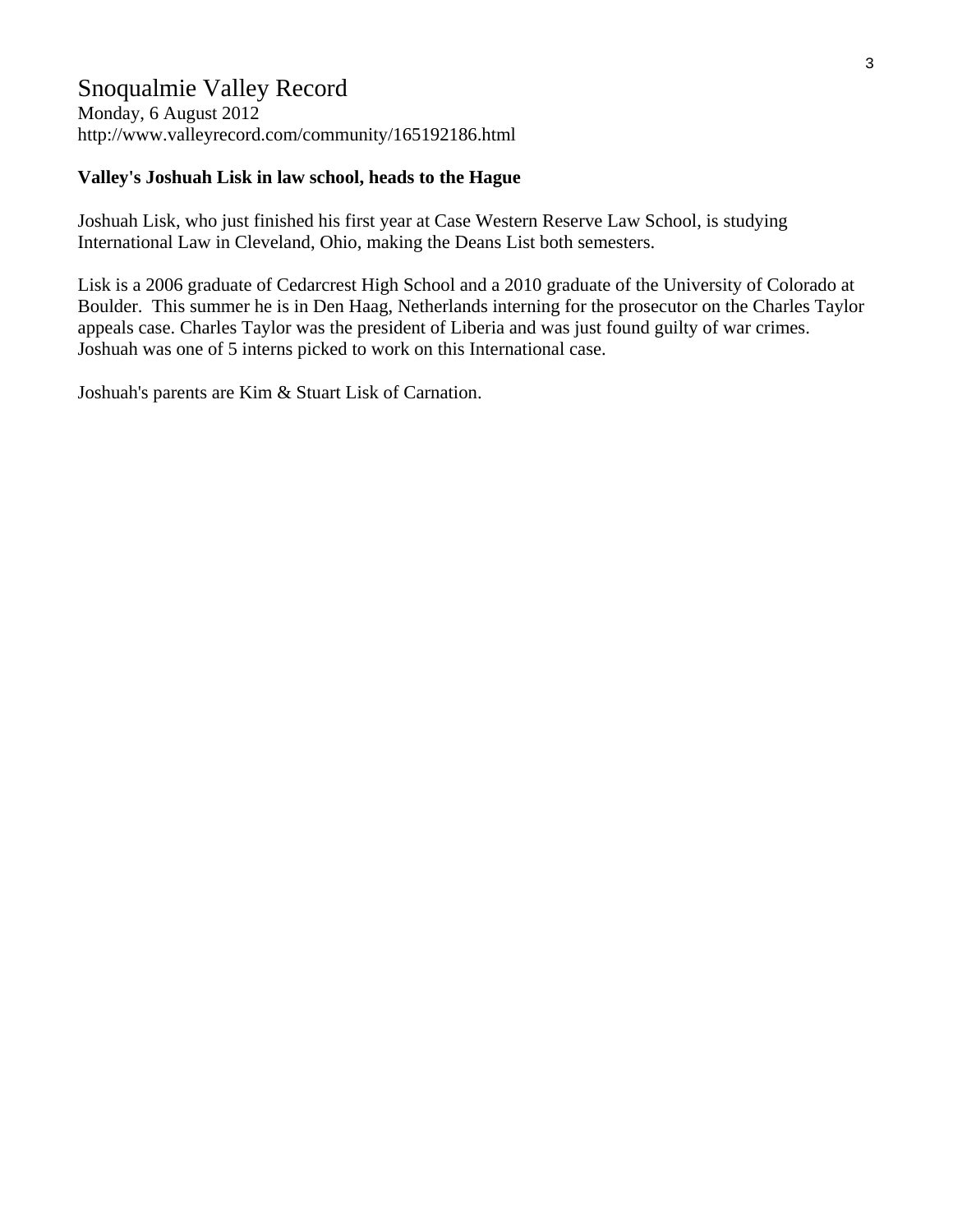# Snoqualmie Valley Record

Monday, 6 August 2012
http://www.valleyrecord.com/community/165192186.html

**Valley's Joshuah Lisk in law school, heads to the Hague**

Joshuah Lisk, who just finished his first year at Case Western Reserve Law School, is studying International Law in Cleveland, Ohio, making the Deans List both semesters.

Lisk is a 2006 graduate of Cedarcrest High School and a 2010 graduate of the University of Colorado at Boulder. This summer he is in Den Haag, Netherlands interning for the prosecutor on the Charles Taylor appeals case. Charles Taylor was the president of Liberia and was just found guilty of war crimes. Joshuah was one of 5 interns picked to work on this International case.

Joshuah's parents are Kim & Stuart Lisk of Carnation.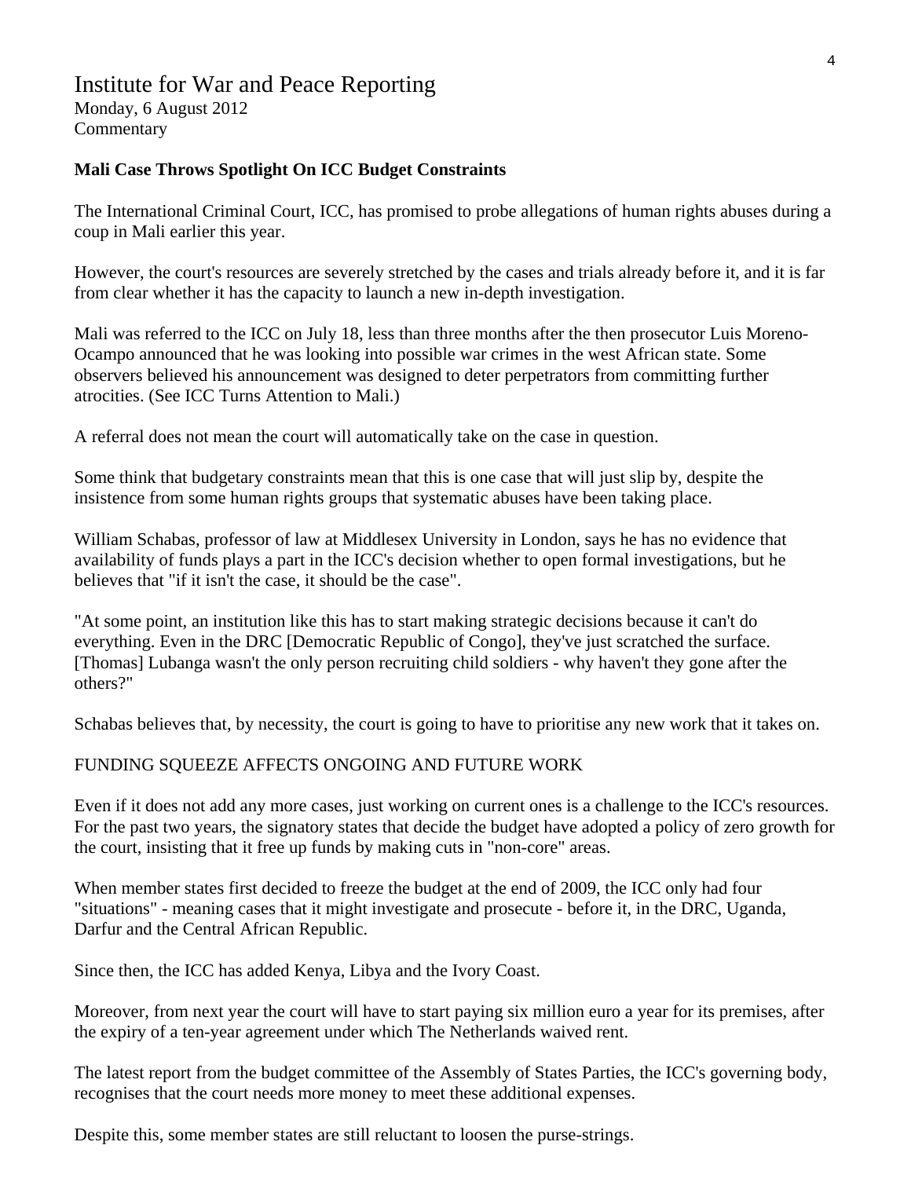# Institute for War and Peace Reporting

Monday, 6 August 2012
Commentary

**Mali Case Throws Spotlight On ICC Budget Constraints**

The International Criminal Court, ICC, has promised to probe allegations of human rights abuses during a coup in Mali earlier this year.

However, the court's resources are severely stretched by the cases and trials already before it, and it is far from clear whether it has the capacity to launch a new in-depth investigation.

Mali was referred to the ICC on July 18, less than three months after the then prosecutor Luis Moreno-Ocampo announced that he was looking into possible war crimes in the west African state. Some observers believed his announcement was designed to deter perpetrators from committing further atrocities. (See ICC Turns Attention to Mali.)

A referral does not mean the court will automatically take on the case in question.

Some think that budgetary constraints mean that this is one case that will just slip by, despite the insistence from some human rights groups that systematic abuses have been taking place.

William Schabas, professor of law at Middlesex University in London, says he has no evidence that availability of funds plays a part in the ICC's decision whether to open formal investigations, but he believes that "if it isn't the case, it should be the case".

"At some point, an institution like this has to start making strategic decisions because it can't do everything. Even in the DRC [Democratic Republic of Congo], they've just scratched the surface. [Thomas] Lubanga wasn't the only person recruiting child soldiers - why haven't they gone after the others?"

Schabas believes that, by necessity, the court is going to have to prioritise any new work that it takes on.

FUNDING SQUEEZE AFFECTS ONGOING AND FUTURE WORK

Even if it does not add any more cases, just working on current ones is a challenge to the ICC's resources. For the past two years, the signatory states that decide the budget have adopted a policy of zero growth for the court, insisting that it free up funds by making cuts in "non-core" areas.

When member states first decided to freeze the budget at the end of 2009, the ICC only had four "situations" - meaning cases that it might investigate and prosecute - before it, in the DRC, Uganda, Darfur and the Central African Republic.

Since then, the ICC has added Kenya, Libya and the Ivory Coast.

Moreover, from next year the court will have to start paying six million euro a year for its premises, after the expiry of a ten-year agreement under which The Netherlands waived rent.

The latest report from the budget committee of the Assembly of States Parties, the ICC's governing body, recognises that the court needs more money to meet these additional expenses.

Despite this, some member states are still reluctant to loosen the purse-strings.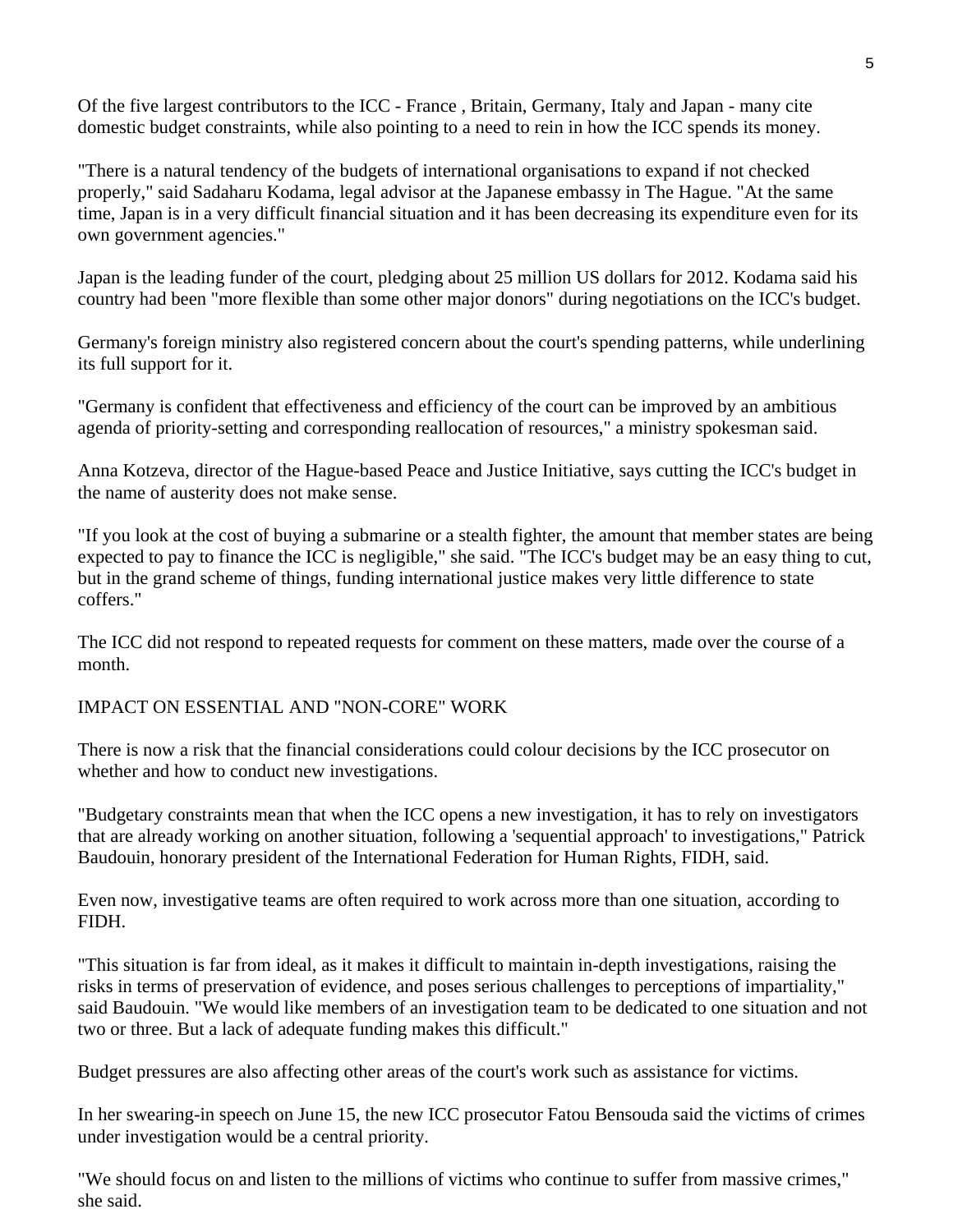Of the five largest contributors to the ICC - France , Britain, Germany, Italy and Japan - many cite domestic budget constraints, while also pointing to a need to rein in how the ICC spends its money.

"There is a natural tendency of the budgets of international organisations to expand if not checked properly," said Sadaharu Kodama, legal advisor at the Japanese embassy in The Hague. "At the same time, Japan is in a very difficult financial situation and it has been decreasing its expenditure even for its own government agencies."

Japan is the leading funder of the court, pledging about 25 million US dollars for 2012. Kodama said his country had been "more flexible than some other major donors" during negotiations on the ICC's budget.

Germany's foreign ministry also registered concern about the court's spending patterns, while underlining its full support for it.

"Germany is confident that effectiveness and efficiency of the court can be improved by an ambitious agenda of priority-setting and corresponding reallocation of resources," a ministry spokesman said.

Anna Kotzeva, director of the Hague-based Peace and Justice Initiative, says cutting the ICC's budget in the name of austerity does not make sense.

"If you look at the cost of buying a submarine or a stealth fighter, the amount that member states are being expected to pay to finance the ICC is negligible," she said. "The ICC's budget may be an easy thing to cut, but in the grand scheme of things, funding international justice makes very little difference to state coffers."

The ICC did not respond to repeated requests for comment on these matters, made over the course of a month.

## IMPACT ON ESSENTIAL AND "NON-CORE" WORK

There is now a risk that the financial considerations could colour decisions by the ICC prosecutor on whether and how to conduct new investigations.

"Budgetary constraints mean that when the ICC opens a new investigation, it has to rely on investigators that are already working on another situation, following a 'sequential approach' to investigations," Patrick Baudouin, honorary president of the International Federation for Human Rights, FIDH, said.

Even now, investigative teams are often required to work across more than one situation, according to FIDH.

"This situation is far from ideal, as it makes it difficult to maintain in-depth investigations, raising the risks in terms of preservation of evidence, and poses serious challenges to perceptions of impartiality," said Baudouin. "We would like members of an investigation team to be dedicated to one situation and not two or three. But a lack of adequate funding makes this difficult."

Budget pressures are also affecting other areas of the court's work such as assistance for victims.

In her swearing-in speech on June 15, the new ICC prosecutor Fatou Bensouda said the victims of crimes under investigation would be a central priority.

"We should focus on and listen to the millions of victims who continue to suffer from massive crimes," she said.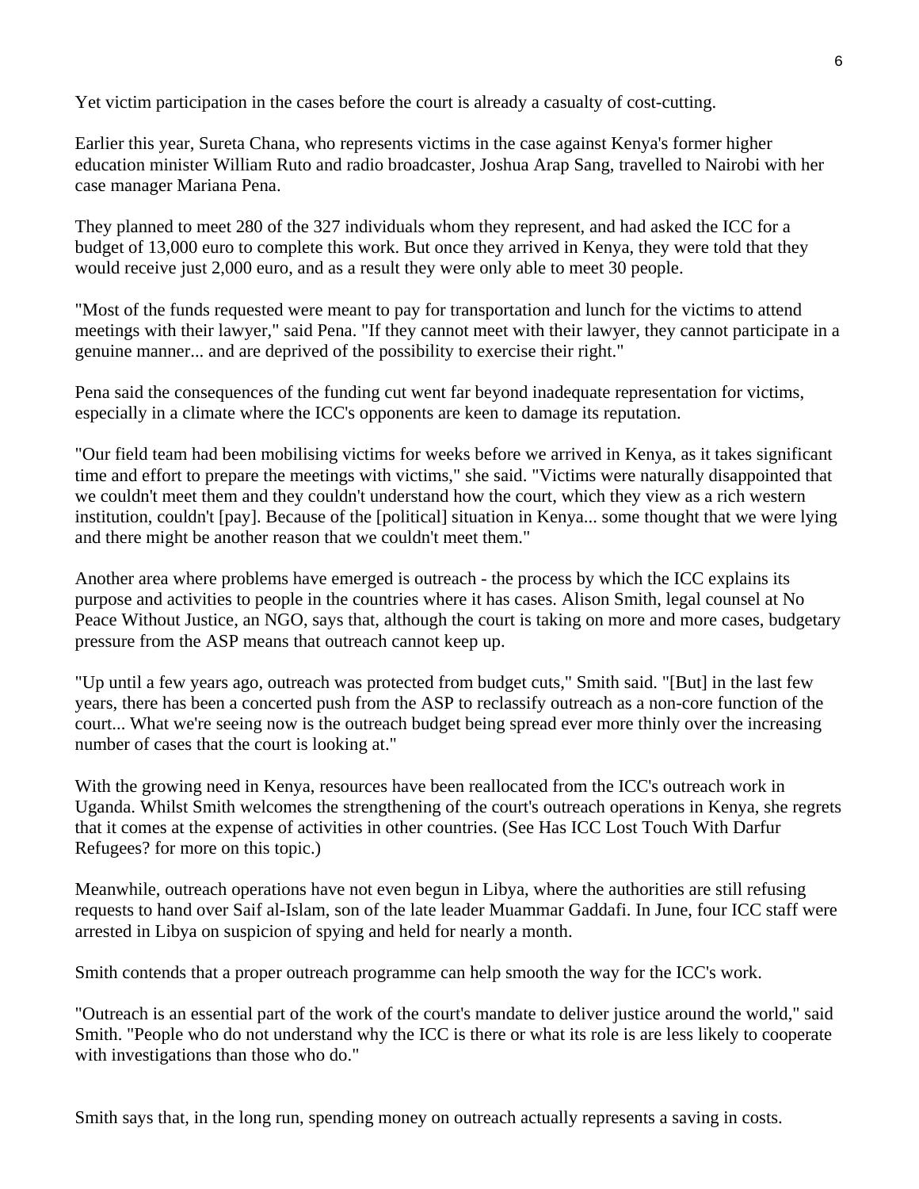Yet victim participation in the cases before the court is already a casualty of cost-cutting.

Earlier this year, Sureta Chana, who represents victims in the case against Kenya's former higher education minister William Ruto and radio broadcaster, Joshua Arap Sang, travelled to Nairobi with her case manager Mariana Pena.

They planned to meet 280 of the 327 individuals whom they represent, and had asked the ICC for a budget of 13,000 euro to complete this work. But once they arrived in Kenya, they were told that they would receive just 2,000 euro, and as a result they were only able to meet 30 people.

"Most of the funds requested were meant to pay for transportation and lunch for the victims to attend meetings with their lawyer," said Pena. "If they cannot meet with their lawyer, they cannot participate in a genuine manner... and are deprived of the possibility to exercise their right."

Pena said the consequences of the funding cut went far beyond inadequate representation for victims, especially in a climate where the ICC's opponents are keen to damage its reputation.

"Our field team had been mobilising victims for weeks before we arrived in Kenya, as it takes significant time and effort to prepare the meetings with victims," she said. "Victims were naturally disappointed that we couldn't meet them and they couldn't understand how the court, which they view as a rich western institution, couldn't [pay]. Because of the [political] situation in Kenya... some thought that we were lying and there might be another reason that we couldn't meet them."

Another area where problems have emerged is outreach - the process by which the ICC explains its purpose and activities to people in the countries where it has cases. Alison Smith, legal counsel at No Peace Without Justice, an NGO, says that, although the court is taking on more and more cases, budgetary pressure from the ASP means that outreach cannot keep up.

"Up until a few years ago, outreach was protected from budget cuts," Smith said. "[But] in the last few years, there has been a concerted push from the ASP to reclassify outreach as a non-core function of the court... What we're seeing now is the outreach budget being spread ever more thinly over the increasing number of cases that the court is looking at."

With the growing need in Kenya, resources have been reallocated from the ICC's outreach work in Uganda. Whilst Smith welcomes the strengthening of the court's outreach operations in Kenya, she regrets that it comes at the expense of activities in other countries. (See Has ICC Lost Touch With Darfur Refugees? for more on this topic.)

Meanwhile, outreach operations have not even begun in Libya, where the authorities are still refusing requests to hand over Saif al-Islam, son of the late leader Muammar Gaddafi. In June, four ICC staff were arrested in Libya on suspicion of spying and held for nearly a month.

Smith contends that a proper outreach programme can help smooth the way for the ICC's work.

"Outreach is an essential part of the work of the court's mandate to deliver justice around the world," said Smith. "People who do not understand why the ICC is there or what its role is are less likely to cooperate with investigations than those who do."

Smith says that, in the long run, spending money on outreach actually represents a saving in costs.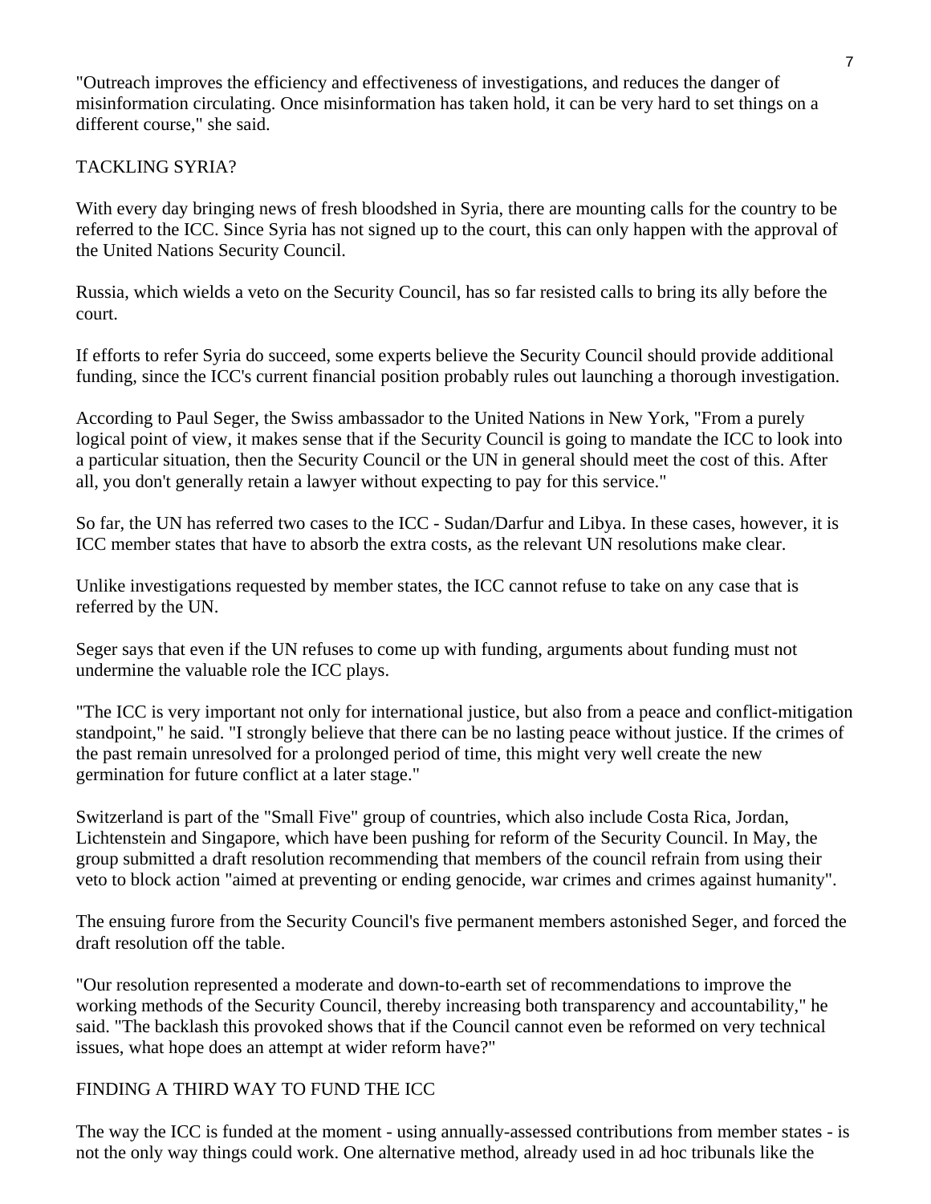"Outreach improves the efficiency and effectiveness of investigations, and reduces the danger of misinformation circulating. Once misinformation has taken hold, it can be very hard to set things on a different course," she said.

## TACKLING SYRIA?

With every day bringing news of fresh bloodshed in Syria, there are mounting calls for the country to be referred to the ICC. Since Syria has not signed up to the court, this can only happen with the approval of the United Nations Security Council.

Russia, which wields a veto on the Security Council, has so far resisted calls to bring its ally before the court.

If efforts to refer Syria do succeed, some experts believe the Security Council should provide additional funding, since the ICC's current financial position probably rules out launching a thorough investigation.

According to Paul Seger, the Swiss ambassador to the United Nations in New York, "From a purely logical point of view, it makes sense that if the Security Council is going to mandate the ICC to look into a particular situation, then the Security Council or the UN in general should meet the cost of this. After all, you don't generally retain a lawyer without expecting to pay for this service."

So far, the UN has referred two cases to the ICC - Sudan/Darfur and Libya. In these cases, however, it is ICC member states that have to absorb the extra costs, as the relevant UN resolutions make clear.

Unlike investigations requested by member states, the ICC cannot refuse to take on any case that is referred by the UN.

Seger says that even if the UN refuses to come up with funding, arguments about funding must not undermine the valuable role the ICC plays.

"The ICC is very important not only for international justice, but also from a peace and conflict-mitigation standpoint," he said. "I strongly believe that there can be no lasting peace without justice. If the crimes of the past remain unresolved for a prolonged period of time, this might very well create the new germination for future conflict at a later stage."

Switzerland is part of the "Small Five" group of countries, which also include Costa Rica, Jordan, Lichtenstein and Singapore, which have been pushing for reform of the Security Council. In May, the group submitted a draft resolution recommending that members of the council refrain from using their veto to block action "aimed at preventing or ending genocide, war crimes and crimes against humanity".

The ensuing furore from the Security Council's five permanent members astonished Seger, and forced the draft resolution off the table.

"Our resolution represented a moderate and down-to-earth set of recommendations to improve the working methods of the Security Council, thereby increasing both transparency and accountability," he said. "The backlash this provoked shows that if the Council cannot even be reformed on very technical issues, what hope does an attempt at wider reform have?"

## FINDING A THIRD WAY TO FUND THE ICC

The way the ICC is funded at the moment - using annually-assessed contributions from member states - is not the only way things could work. One alternative method, already used in ad hoc tribunals like the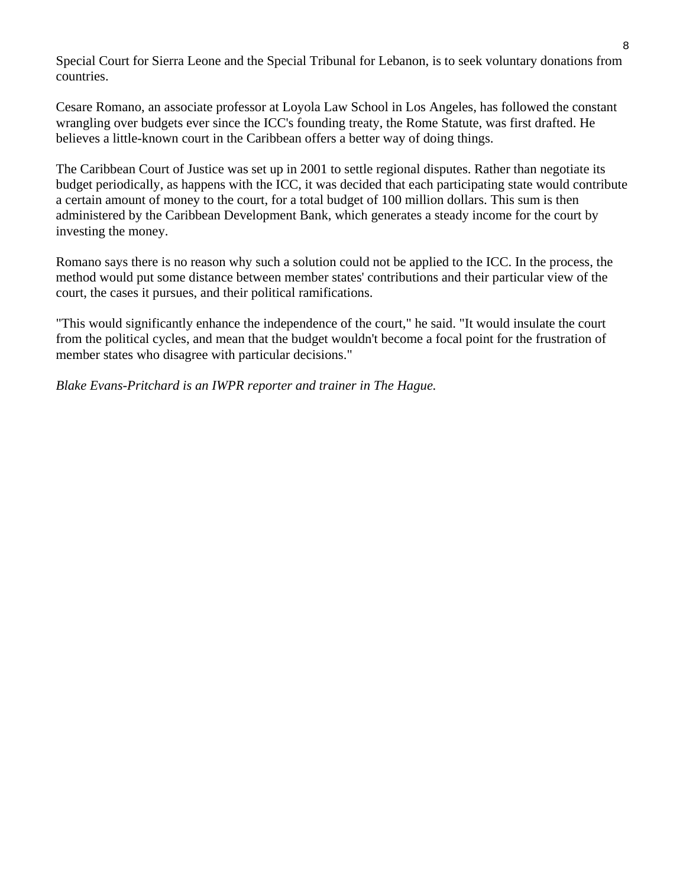Special Court for Sierra Leone and the Special Tribunal for Lebanon, is to seek voluntary donations from countries.

Cesare Romano, an associate professor at Loyola Law School in Los Angeles, has followed the constant wrangling over budgets ever since the ICC's founding treaty, the Rome Statute, was first drafted. He believes a little-known court in the Caribbean offers a better way of doing things.

The Caribbean Court of Justice was set up in 2001 to settle regional disputes. Rather than negotiate its budget periodically, as happens with the ICC, it was decided that each participating state would contribute a certain amount of money to the court, for a total budget of 100 million dollars. This sum is then administered by the Caribbean Development Bank, which generates a steady income for the court by investing the money.

Romano says there is no reason why such a solution could not be applied to the ICC. In the process, the method would put some distance between member states' contributions and their particular view of the court, the cases it pursues, and their political ramifications.

"This would significantly enhance the independence of the court," he said. "It would insulate the court from the political cycles, and mean that the budget wouldn't become a focal point for the frustration of member states who disagree with particular decisions."

*Blake Evans-Pritchard is an IWPR reporter and trainer in The Hague.*